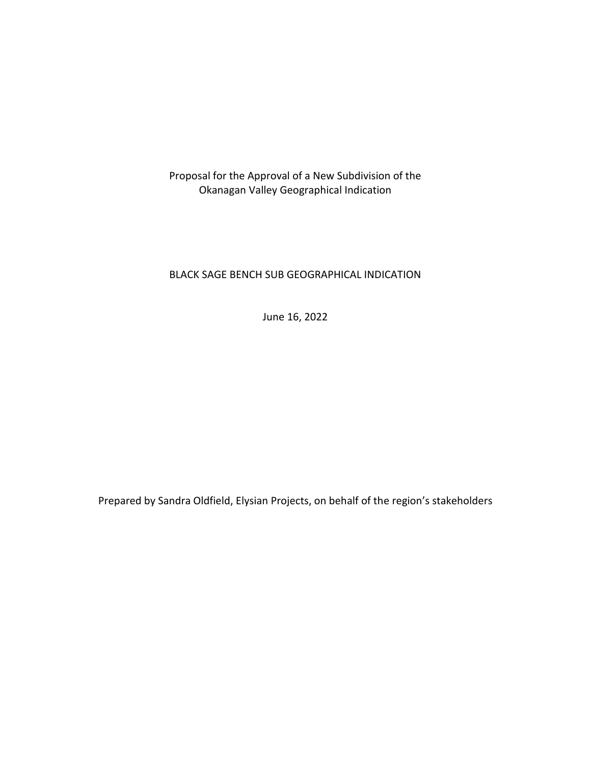Proposal for the Approval of a New Subdivision of the Okanagan Valley Geographical Indication

# BLACK SAGE BENCH SUB GEOGRAPHICAL INDICATION

June 16, 2022

Prepared by Sandra Oldfield, Elysian Projects, on behalf of the region's stakeholders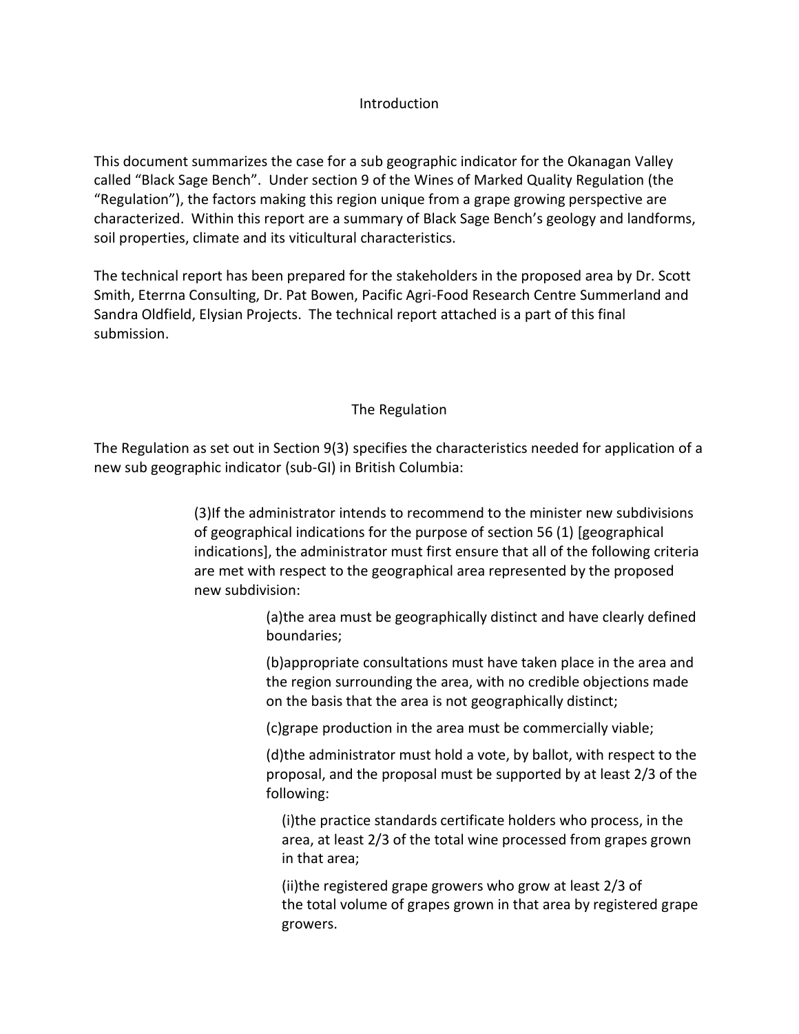## Introduction

This document summarizes the case for a sub geographic indicator for the Okanagan Valley called "Black Sage Bench". Under section 9 of the Wines of Marked Quality Regulation (the "Regulation"), the factors making this region unique from a grape growing perspective are characterized. Within this report are a summary of Black Sage Bench's geology and landforms, soil properties, climate and its viticultural characteristics.

The technical report has been prepared for the stakeholders in the proposed area by Dr. Scott Smith, Eterrna Consulting, Dr. Pat Bowen, Pacific Agri-Food Research Centre Summerland and Sandra Oldfield, Elysian Projects. The technical report attached is a part of this final submission.

## The Regulation

The Regulation as set out in Section 9(3) specifies the characteristics needed for application of a new sub geographic indicator (sub-GI) in British Columbia:

> (3)If the administrator intends to recommend to the minister new subdivisions of geographical indications for the purpose of section 56 (1) [geographical indications], the administrator must first ensure that all of the following criteria are met with respect to the geographical area represented by the proposed new subdivision:
>
> > (a)the area must be geographically distinct and have clearly defined boundaries;
> >
> > (b)appropriate consultations must have taken place in the area and the region surrounding the area, with no credible objections made on the basis that the area is not geographically distinct;
> >
> > (c)grape production in the area must be commercially viable;
> >
> > (d)the administrator must hold a vote, by ballot, with respect to the proposal, and the proposal must be supported by at least 2/3 of the following:
> >
> > > (i)the practice standards certificate holders who process, in the area, at least 2/3 of the total wine processed from grapes grown in that area;
> > >
> > > (ii)the registered grape growers who grow at least 2/3 of the total volume of grapes grown in that area by registered grape growers.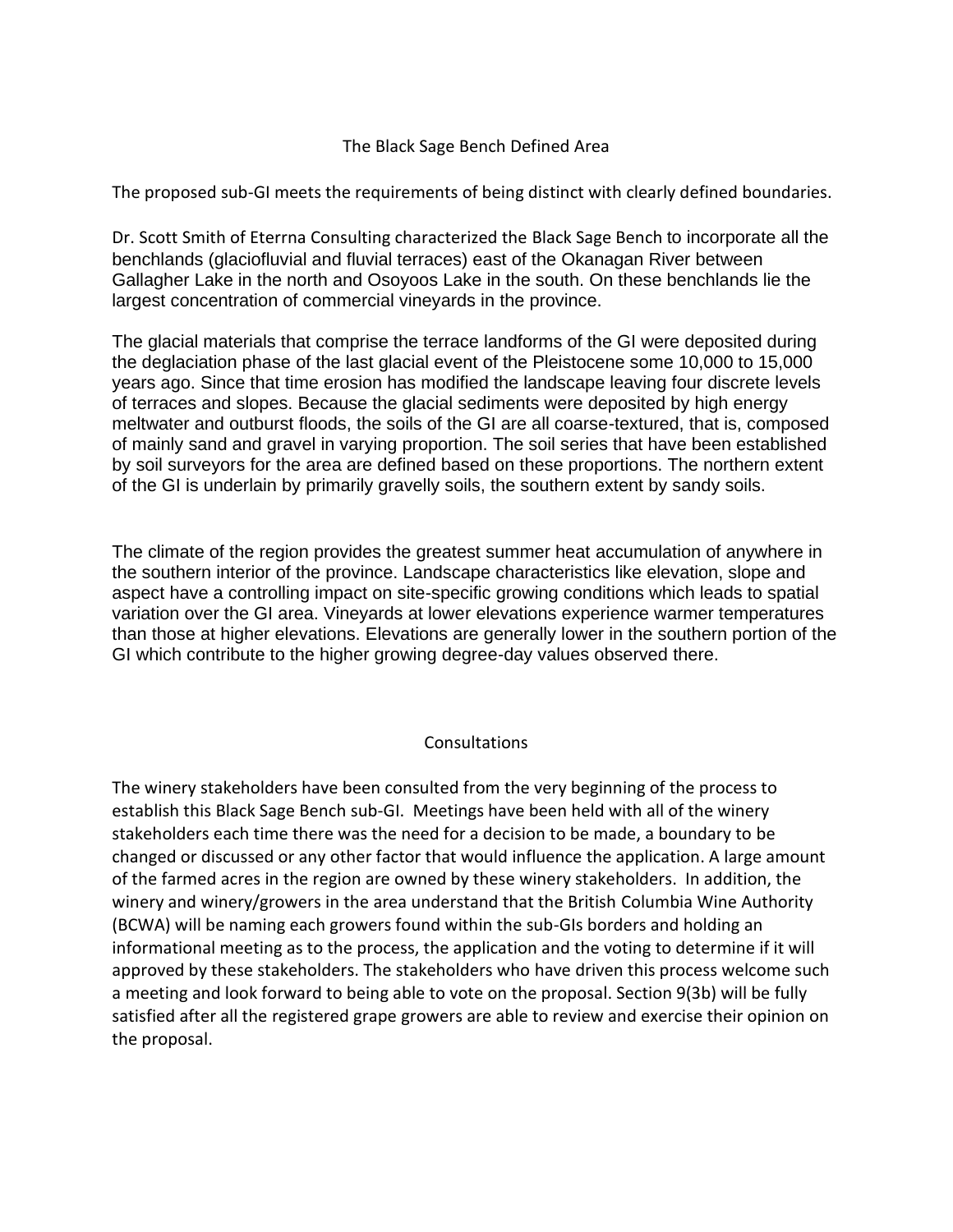## The Black Sage Bench Defined Area

The proposed sub-GI meets the requirements of being distinct with clearly defined boundaries.

Dr. Scott Smith of Eterrna Consulting characterized the Black Sage Bench to incorporate all the benchlands (glaciofluvial and fluvial terraces) east of the Okanagan River between Gallagher Lake in the north and Osoyoos Lake in the south. On these benchlands lie the largest concentration of commercial vineyards in the province.

The glacial materials that comprise the terrace landforms of the GI were deposited during the deglaciation phase of the last glacial event of the Pleistocene some 10,000 to 15,000 years ago. Since that time erosion has modified the landscape leaving four discrete levels of terraces and slopes. Because the glacial sediments were deposited by high energy meltwater and outburst floods, the soils of the GI are all coarse-textured, that is, composed of mainly sand and gravel in varying proportion. The soil series that have been established by soil surveyors for the area are defined based on these proportions. The northern extent of the GI is underlain by primarily gravelly soils, the southern extent by sandy soils.

The climate of the region provides the greatest summer heat accumulation of anywhere in the southern interior of the province. Landscape characteristics like elevation, slope and aspect have a controlling impact on site-specific growing conditions which leads to spatial variation over the GI area. Vineyards at lower elevations experience warmer temperatures than those at higher elevations. Elevations are generally lower in the southern portion of the GI which contribute to the higher growing degree-day values observed there.

## Consultations

The winery stakeholders have been consulted from the very beginning of the process to establish this Black Sage Bench sub-GI. Meetings have been held with all of the winery stakeholders each time there was the need for a decision to be made, a boundary to be changed or discussed or any other factor that would influence the application. A large amount of the farmed acres in the region are owned by these winery stakeholders. In addition, the winery and winery/growers in the area understand that the British Columbia Wine Authority (BCWA) will be naming each growers found within the sub-GIs borders and holding an informational meeting as to the process, the application and the voting to determine if it will approved by these stakeholders. The stakeholders who have driven this process welcome such a meeting and look forward to being able to vote on the proposal. Section 9(3b) will be fully satisfied after all the registered grape growers are able to review and exercise their opinion on the proposal.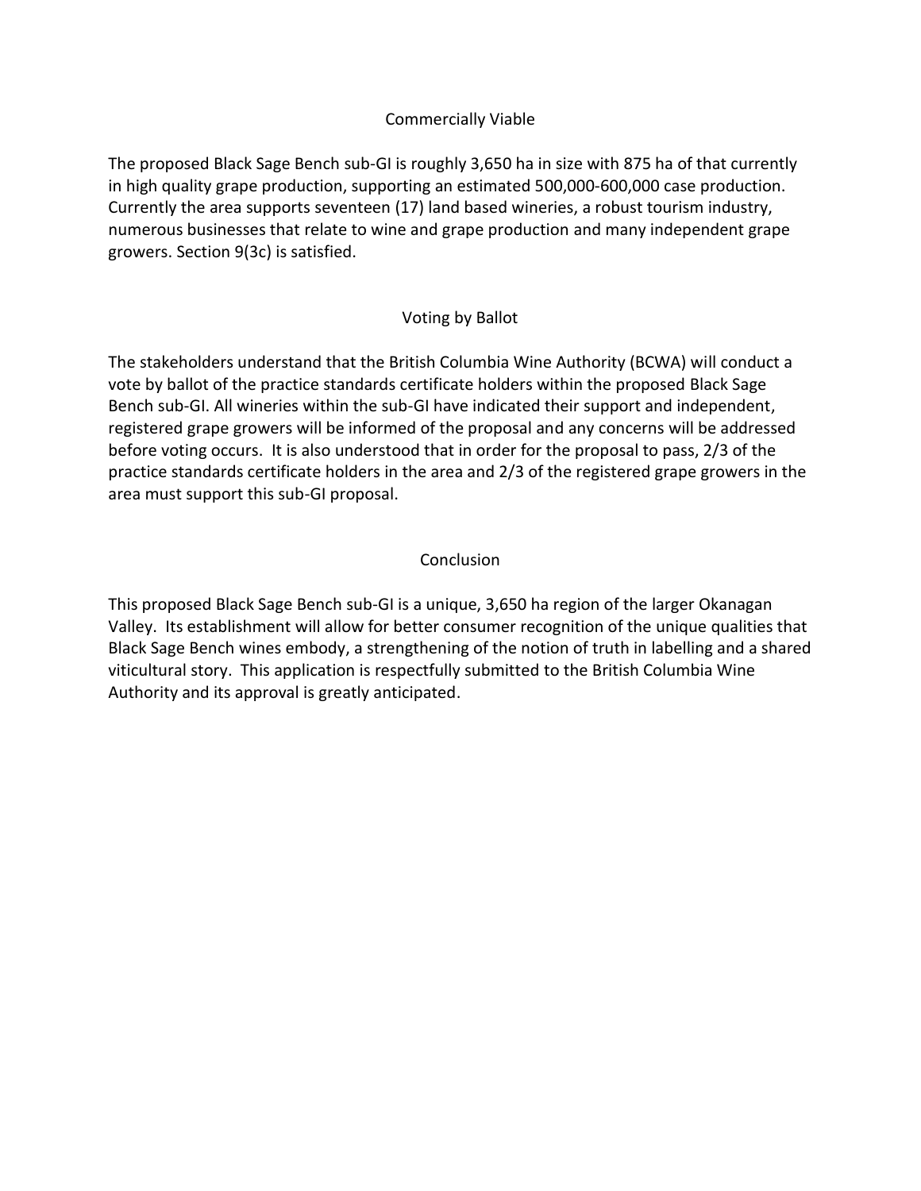## Commercially Viable

The proposed Black Sage Bench sub-GI is roughly 3,650 ha in size with 875 ha of that currently in high quality grape production, supporting an estimated 500,000-600,000 case production. Currently the area supports seventeen (17) land based wineries, a robust tourism industry, numerous businesses that relate to wine and grape production and many independent grape growers. Section 9(3c) is satisfied.

## Voting by Ballot

The stakeholders understand that the British Columbia Wine Authority (BCWA) will conduct a vote by ballot of the practice standards certificate holders within the proposed Black Sage Bench sub-GI. All wineries within the sub-GI have indicated their support and independent, registered grape growers will be informed of the proposal and any concerns will be addressed before voting occurs. It is also understood that in order for the proposal to pass, 2/3 of the practice standards certificate holders in the area and 2/3 of the registered grape growers in the area must support this sub-GI proposal.

## Conclusion

This proposed Black Sage Bench sub-GI is a unique, 3,650 ha region of the larger Okanagan Valley. Its establishment will allow for better consumer recognition of the unique qualities that Black Sage Bench wines embody, a strengthening of the notion of truth in labelling and a shared viticultural story. This application is respectfully submitted to the British Columbia Wine Authority and its approval is greatly anticipated.